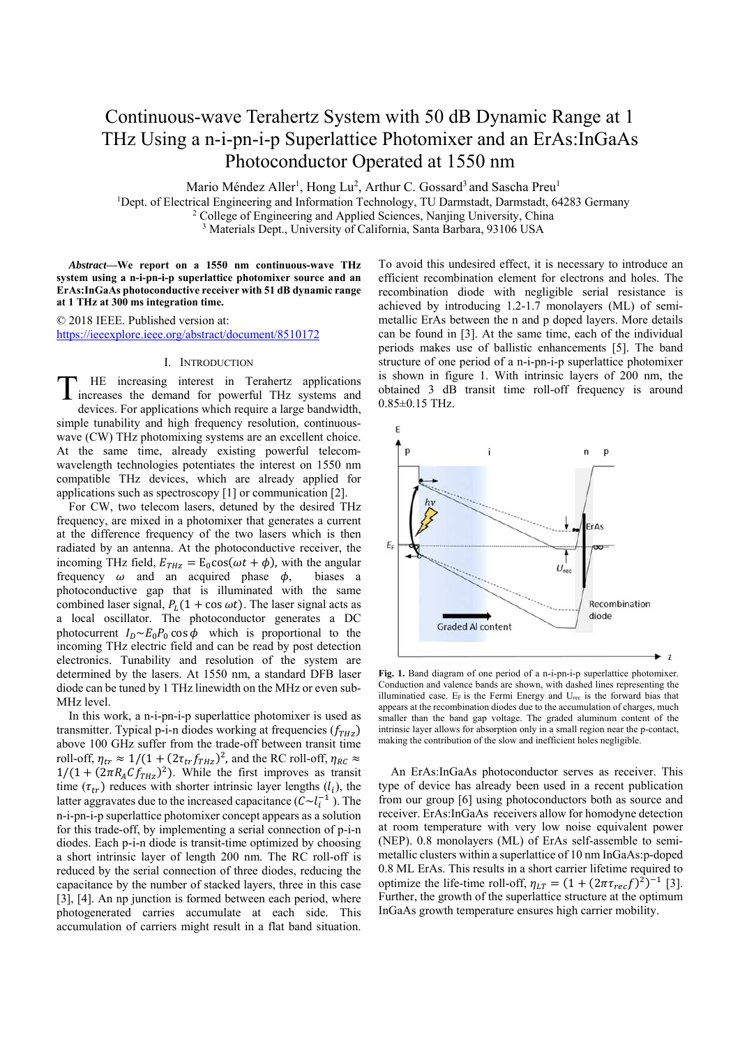# Continuous-wave Terahertz System with 50 dB Dynamic Range at 1 THz Using a n-i-pn-i-p Superlattice Photomixer and an ErAs:InGaAs Photoconductor Operated at 1550 nm

Mario Méndez Aller[1], Hong Lu[2], Arthur C. Gossard[3] and Sascha Preu[1]

[1]Dept. of Electrical Engineering and Information Technology, TU Darmstadt, Darmstadt, 64283 Germany
[2] College of Engineering and Applied Sciences, Nanjing University, China
[3] Materials Dept., University of California, Santa Barbara, 93106 USA

***Abstract*—We report on a 1550 nm continuous-wave THz system using a n-i-pn-i-p superlattice photomixer source and an ErAs:InGaAs photoconductive receiver with 51 dB dynamic range at 1 THz at 300 ms integration time.**

© 2018 IEEE. Published version at:
https://ieeexplore.ieee.org/abstract/document/8510172

## I. Introduction

The increasing interest in Terahertz applications increases the demand for powerful THz systems and devices. For applications which require a large bandwidth, simple tunability and high frequency resolution, continuous-wave (CW) THz photomixing systems are an excellent choice. At the same time, already existing powerful telecom-wavelength technologies potentiates the interest on 1550 nm compatible THz devices, which are already applied for applications such as spectroscopy [1] or communication [2].

For CW, two telecom lasers, detuned by the desired THz frequency, are mixed in a photomixer that generates a current at the difference frequency of the two lasers which is then radiated by an antenna. At the photoconductive receiver, the incoming THz field, $E_{THz} = \mathrm{E}_0\cos(\omega t + \phi)$, with the angular frequency $\omega$ and an acquired phase $\phi$, biases a photoconductive gap that is illuminated with the same combined laser signal, $P_L(1 + \cos\omega t)$. The laser signal acts as a local oscillator. The photoconductor generates a DC photocurrent $I_D \sim E_0 P_0 \cos\phi$ which is proportional to the incoming THz electric field and can be read by post detection electronics. Tunability and resolution of the system are determined by the lasers. At 1550 nm, a standard DFB laser diode can be tuned by 1 THz linewidth on the MHz or even sub-MHz level.

In this work, a n-i-pn-i-p superlattice photomixer is used as transmitter. Typical p-i-n diodes working at frequencies ($f_{THZ}$) above 100 GHz suffer from the trade-off between transit time roll-off, $\eta_{tr} \approx 1/(1 + (2\tau_{tr} f_{THz})^2$, and the RC roll-off, $\eta_{RC} \approx 1/(1 + (2\pi R_A C f_{THz})^2)$. While the first improves as transit time ($\tau_{tr}$) reduces with shorter intrinsic layer lengths ($l_i$), the latter aggravates due to the increased capacitance ($C \sim l_i^{-1}$). The n-i-pn-i-p superlattice photomixer concept appears as a solution for this trade-off, by implementing a serial connection of p-i-n diodes. Each p-i-n diode is transit-time optimized by choosing a short intrinsic layer of length 200 nm. The RC roll-off is reduced by the serial connection of three diodes, reducing the capacitance by the number of stacked layers, three in this case [3], [4]. An np junction is formed between each period, where photogenerated carries accumulate at each side. This accumulation of carriers might result in a flat band situation. To avoid this undesired effect, it is necessary to introduce an efficient recombination element for electrons and holes. The recombination diode with negligible serial resistance is achieved by introducing 1.2-1.7 monolayers (ML) of semi-metallic ErAs between the n and p doped layers. More details can be found in [3]. At the same time, each of the individual periods makes use of ballistic enhancements [5]. The band structure of one period of a n-i-pn-i-p superlattice photomixer is shown in figure 1. With intrinsic layers of 200 nm, the obtained 3 dB transit time roll-off frequency is around 0.85±0.15 THz.

**Fig. 1.** Band diagram of one period of a n-i-pn-i-p superlattice photomixer. Conduction and valence bands are shown, with dashed lines representing the illuminated case. $E_F$ is the Fermi Energy and $U_{rec}$ is the forward bias that appears at the recombination diodes due to the accumulation of charges, much smaller than the band gap voltage. The graded aluminum content of the intrinsic layer allows for absorption only in a small region near the p-contact, making the contribution of the slow and inefficient holes negligible.

An ErAs:InGaAs photoconductor serves as receiver. This type of device has already been used in a recent publication from our group [6] using photoconductors both as source and receiver. ErAs:InGaAs receivers allow for homodyne detection at room temperature with very low noise equivalent power (NEP). 0.8 monolayers (ML) of ErAs self-assemble to semi-metallic clusters within a superlattice of 10 nm InGaAs:p-doped 0.8 ML ErAs. This results in a short carrier lifetime required to optimize the life-time roll-off, $\eta_{LT} = (1 + (2\pi\tau_{rec} f)^2)^{-1}$ [3]. Further, the growth of the superlattice structure at the optimum InGaAs growth temperature ensures high carrier mobility.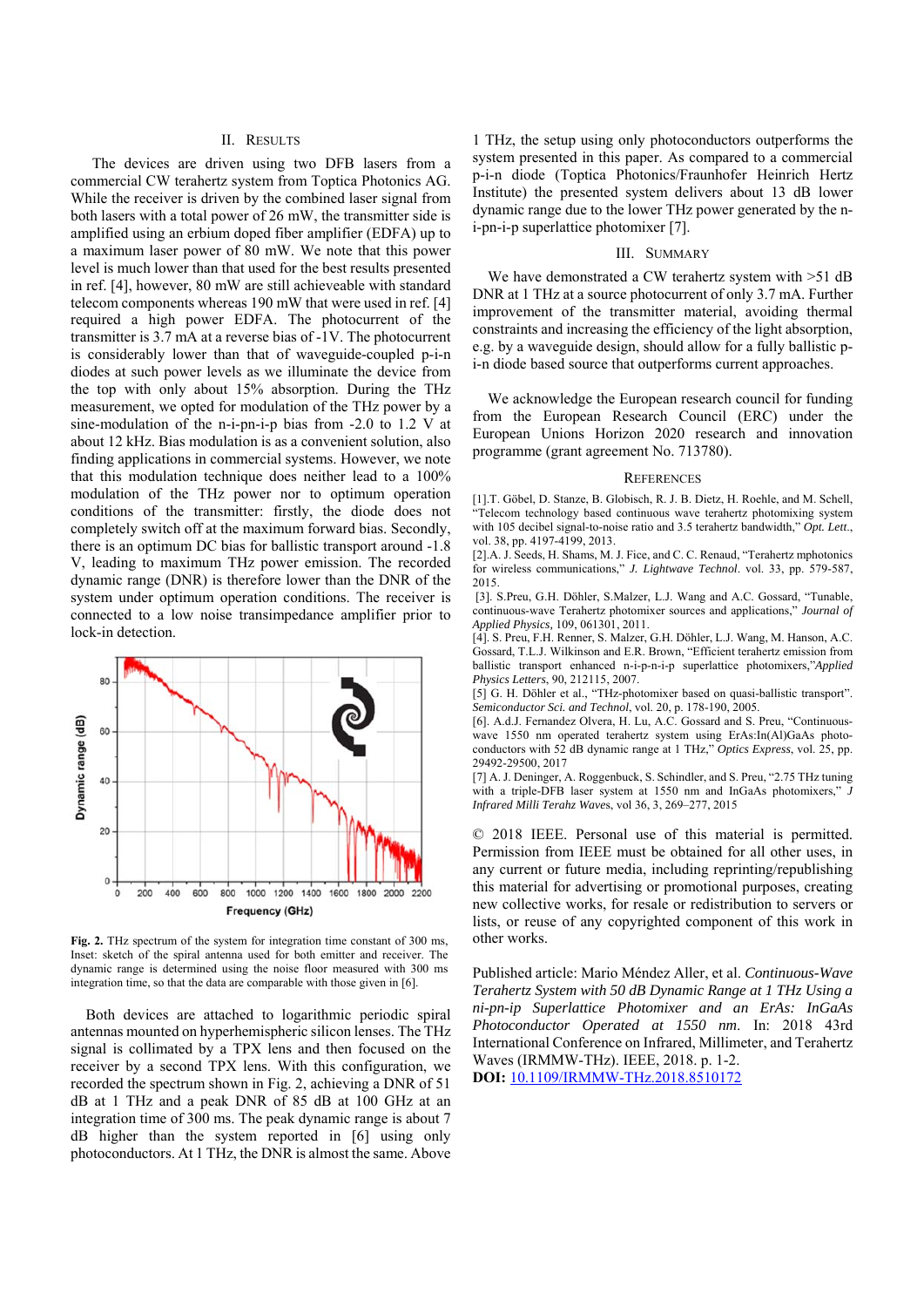## II. Results

The devices are driven using two DFB lasers from a commercial CW terahertz system from Toptica Photonics AG. While the receiver is driven by the combined laser signal from both lasers with a total power of 26 mW, the transmitter side is amplified using an erbium doped fiber amplifier (EDFA) up to a maximum laser power of 80 mW. We note that this power level is much lower than that used for the best results presented in ref. [4], however, 80 mW are still achieveable with standard telecom components whereas 190 mW that were used in ref. [4] required a high power EDFA. The photocurrent of the transmitter is 3.7 mA at a reverse bias of -1V. The photocurrent is considerably lower than that of waveguide-coupled p-i-n diodes at such power levels as we illuminate the device from the top with only about 15% absorption. During the THz measurement, we opted for modulation of the THz power by a sine-modulation of the n-i-pn-i-p bias from -2.0 to 1.2 V at about 12 kHz. Bias modulation is as a convenient solution, also finding applications in commercial systems. However, we note that this modulation technique does neither lead to a 100% modulation of the THz power nor to optimum operation conditions of the transmitter: firstly, the diode does not completely switch off at the maximum forward bias. Secondly, there is an optimum DC bias for ballistic transport around -1.8 V, leading to maximum THz power emission. The recorded dynamic range (DNR) is therefore lower than the DNR of the system under optimum operation conditions. The receiver is connected to a low noise transimpedance amplifier prior to lock-in detection.

Dynamic range (dB)
0
20
40
60
80
0 200 400 600 800 1000 1200 1400 1600 1800 2000 2200
Frequency (GHz)

**Fig. 2.** THz spectrum of the system for integration time constant of 300 ms, Inset: sketch of the spiral antenna used for both emitter and receiver. The dynamic range is determined using the noise floor measured with 300 ms integration time, so that the data are comparable with those given in [6].

Both devices are attached to logarithmic periodic spiral antennas mounted on hyperhemispheric silicon lenses. The THz signal is collimated by a TPX lens and then focused on the receiver by a second TPX lens. With this configuration, we recorded the spectrum shown in Fig. 2, achieving a DNR of 51 dB at 1 THz and a peak DNR of 85 dB at 100 GHz at an integration time of 300 ms. The peak dynamic range is about 7 dB higher than the system reported in [6] using only photoconductors. At 1 THz, the DNR is almost the same. Above 1 THz, the setup using only photoconductors outperforms the system presented in this paper. As compared to a commercial p-i-n diode (Toptica Photonics/Fraunhofer Heinrich Hertz Institute) the presented system delivers about 13 dB lower dynamic range due to the lower THz power generated by the n-i-pn-i-p superlattice photomixer [7].

## III. Summary

We have demonstrated a CW terahertz system with >51 dB DNR at 1 THz at a source photocurrent of only 3.7 mA. Further improvement of the transmitter material, avoiding thermal constraints and increasing the efficiency of the light absorption, e.g. by a waveguide design, should allow for a fully ballistic p-i-n diode based source that outperforms current approaches.

We acknowledge the European research council for funding from the European Research Council (ERC) under the European Unions Horizon 2020 research and innovation programme (grant agreement No. 713780).

## References

[1].T. Göbel, D. Stanze, B. Globisch, R. J. B. Dietz, H. Roehle, and M. Schell, "Telecom technology based continuous wave terahertz photomixing system with 105 decibel signal-to-noise ratio and 3.5 terahertz bandwidth," *Opt. Lett.*, vol. 38, pp. 4197-4199, 2013.

[2].A. J. Seeds, H. Shams, M. J. Fice, and C. C. Renaud, "Terahertz mphotonics for wireless communications," *J. Lightwave Technol*. vol. 33, pp. 579-587, 2015.

[3]. S.Preu, G.H. Döhler, S.Malzer, L.J. Wang and A.C. Gossard, "Tunable, continuous-wave terahertz photomixer sources and applications," *Journal of Applied Physics,* 109, 061301, 2011.

[4]. S. Preu, F.H. Renner, S. Malzer, G.H. Döhler, L.J. Wang, M. Hanson, A.C. Gossard, T.L.J. Wilkinson and E.R. Brown, "Efficient terahertz emission from ballistic transport enhanced n-i-p-n-i-p superlattice photomixers,"*Applied Physics Letters*, 90, 212115, 2007.

[5] G. H. Döhler et al., "THz-photomixer based on quasi-ballistic transport". *Semiconductor Sci. and Technol*, vol. 20, p. 178-190, 2005.

[6]. A.d.J. Fernandez Olvera, H. Lu, A.C. Gossard and S. Preu, "Continuous-wave 1550 nm operated terahertz system using ErAs:In(Al)GaAs photo-conductors with 52 dB dynamic range at 1 THz," *Optics Express*, vol. 25, pp. 29492-29500, 2017

[7] A. J. Deninger, A. Roggenbuck, S. Schindler, and S. Preu, "2.75 THz tuning with a triple-DFB laser system at 1550 nm and InGaAs photomixers," *J Infrared Milli Terahz Waves*, vol 36, 3, 269–277, 2015

© 2018 IEEE. Personal use of this material is permitted. Permission from IEEE must be obtained for all other uses, in any current or future media, including reprinting/republishing this material for advertising or promotional purposes, creating new collective works, for resale or redistribution to servers or lists, or reuse of any copyrighted component of this work in other works.

Published article: Mario Méndez Aller, et al. *Continuous-Wave Terahertz System with 50 dB Dynamic Range at 1 THz Using a ni-pn-ip Superlattice Photomixer and an ErAs: InGaAs Photoconductor Operated at 1550 nm*. In: 2018 43rd International Conference on Infrared, Millimeter, and Terahertz Waves (IRMMW-THz). IEEE, 2018. p. 1-2.
**DOI:** 10.1109/IRMMW-THz.2018.8510172